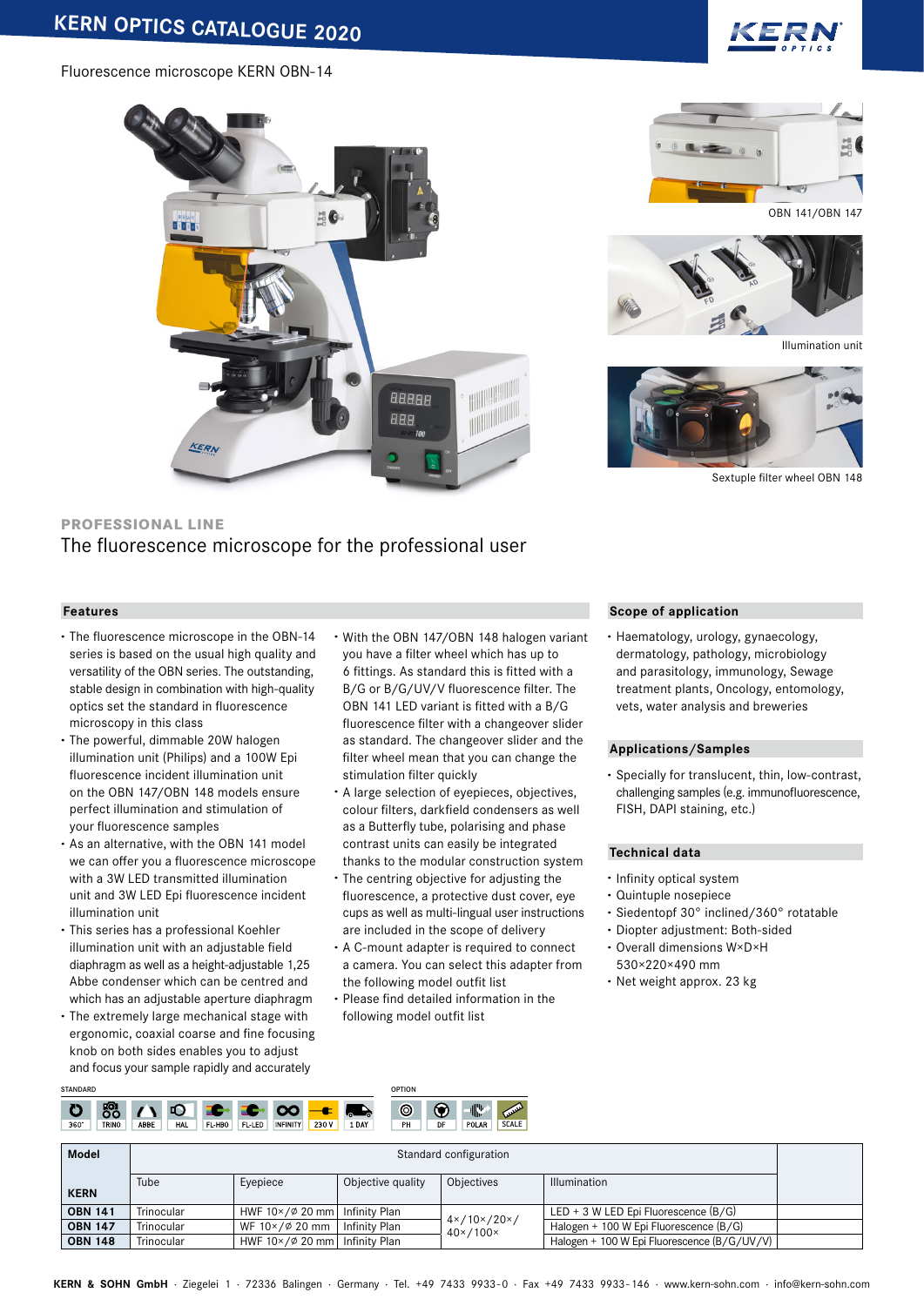# KERN OPTICS CATALOGUE 2020

Fluorescence microscope KERN OBN-14

OBN 141/OBN 147

Illumination unit

Sextuple filter wheel OBN 148

**PROFESSIONAL LINE**

## The fluorescence microscope for the professional user

### Features

- The fluorescence microscope in the OBN-14 series is based on the usual high quality and versatility of the OBN series. The outstanding, stable design in combination with high-quality optics set the standard in fluorescence microscopy in this class
- The powerful, dimmable 20W halogen illumination unit (Philips) and a 100W Epi fluorescence incident illumination unit on the OBN 147/OBN 148 models ensure perfect illumination and stimulation of your fluorescence samples
- As an alternative, with the OBN 141 model we can offer you a fluorescence microscope with a 3W LED transmitted illumination unit and 3W LED Epi fluorescence incident illumination unit
- This series has a professional Koehler illumination unit with an adjustable field diaphragm as well as a height-adjustable 1,25 Abbe condenser which can be centred and which has an adjustable aperture diaphragm
- The extremely large mechanical stage with ergonomic, coaxial coarse and fine focusing knob on both sides enables you to adjust and focus your sample rapidly and accurately
- With the OBN 147/OBN 148 halogen variant you have a filter wheel which has up to 6 fittings. As standard this is fitted with a B/G or B/G/UV/V fluorescence filter. The OBN 141 LED variant is fitted with a B/G fluorescence filter with a changeover slider as standard. The changeover slider and the filter wheel mean that you can change the stimulation filter quickly
- A large selection of eyepieces, objectives, colour filters, darkfield condensers as well as a Butterfly tube, polarising and phase contrast units can easily be integrated thanks to the modular construction system
- The centring objective for adjusting the fluorescence, a protective dust cover, eye cups as well as multi-lingual user instructions are included in the scope of delivery
- A C-mount adapter is required to connect a camera. You can select this adapter from the following model outfit list
- Please find detailed information in the following model outfit list

### Scope of application

- Haematology, urology, gynaecology, dermatology, pathology, microbiology and parasitology, immunology, Sewage treatment plants, Oncology, entomology, vets, water analysis and breweries

### Applications/Samples

- Specially for translucent, thin, low-contrast, challenging samples (e.g. immunofluorescence, FISH, DAPI staining, etc.)

### Technical data

- Infinity optical system
- Quintuple nosepiece
- Siedentopf 30° inclined/360° rotatable
- Diopter adjustment: Both-sided
- Overall dimensions W×D×H 530×220×490 mm
- Net weight approx. 23 kg

STANDARD: 360° · TRINO · ABBE · HAL · FL-HBO · FL-LED · INFINITY · 230 V · 1 DAY

OPTION: PH · DF · POLAR · SCALE

| Model | Standard configuration | | | | | |
|---|---|---|---|---|---|---|
| KERN | Tube | Eyepiece | Objective quality | Objectives | Illumination | |
| **OBN 141** | Trinocular | HWF 10×/Ø 20 mm | Infinity Plan | 4×/10×/20×/ 40×/100× | LED + 3 W LED Epi Fluorescence (B/G) | |
| **OBN 147** | Trinocular | WF 10×/Ø 20 mm | Infinity Plan | | Halogen + 100 W Epi Fluorescence (B/G) | |
| **OBN 148** | Trinocular | HWF 10×/Ø 20 mm | Infinity Plan | | Halogen + 100 W Epi Fluorescence (B/G/UV/V) | |

**KERN & SOHN GmbH** · Ziegelei 1 · 72336 Balingen · Germany · Tel. +49 7433 9933-0 · Fax +49 7433 9933-146 · www.kern-sohn.com · info@kern-sohn.com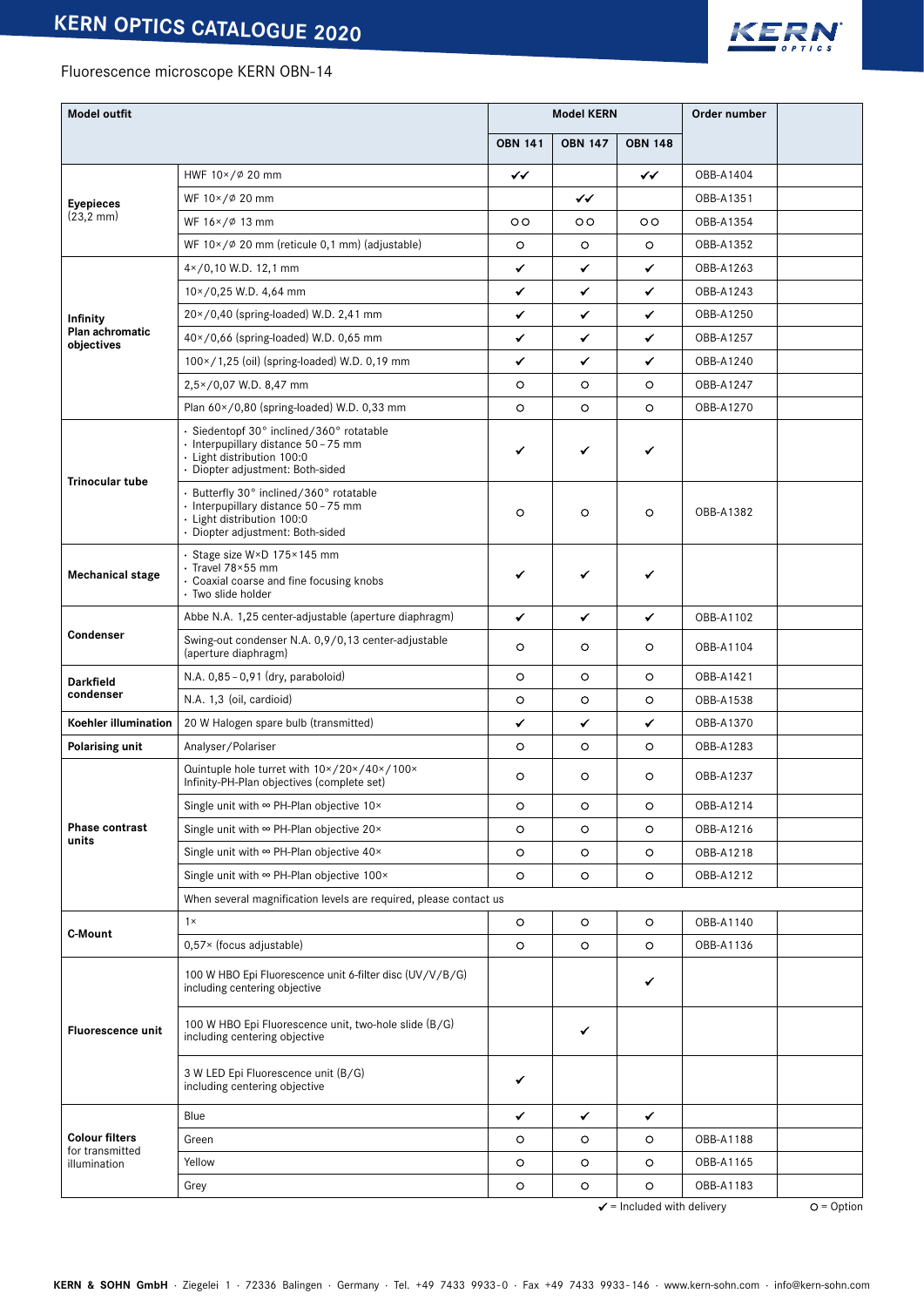Fluorescence microscope KERN OBN-14

| Model outfit | | Model KERN | | | Order number | |
|---|---|---|---|---|---|---|
| | | OBN 141 | OBN 147 | OBN 148 | | |
| **Eyepieces** (23,2 mm) | HWF 10×/⌀ 20 mm | ✔✔ | | ✔✔ | OBB-A1404 | |
| | WF 10×/⌀ 20 mm | | ✔✔ | | OBB-A1351 | |
| | WF 16×/⌀ 13 mm | ○○ | ○○ | ○○ | OBB-A1354 | |
| | WF 10×/⌀ 20 mm (reticule 0,1 mm) (adjustable) | ○ | ○ | ○ | OBB-A1352 | |
| **Infinity Plan achromatic objectives** | 4×/0,10 W.D. 12,1 mm | ✔ | ✔ | ✔ | OBB-A1263 | |
| | 10×/0,25 W.D. 4,64 mm | ✔ | ✔ | ✔ | OBB-A1243 | |
| | 20×/0,40 (spring-loaded) W.D. 2,41 mm | ✔ | ✔ | ✔ | OBB-A1250 | |
| | 40×/0,66 (spring-loaded) W.D. 0,65 mm | ✔ | ✔ | ✔ | OBB-A1257 | |
| | 100×/1,25 (oil) (spring-loaded) W.D. 0,19 mm | ✔ | ✔ | ✔ | OBB-A1240 | |
| | 2,5×/0,07 W.D. 8,47 mm | ○ | ○ | ○ | OBB-A1247 | |
| | Plan 60×/0,80 (spring-loaded) W.D. 0,33 mm | ○ | ○ | ○ | OBB-A1270 | |
| **Trinocular tube** | · Siedentopf 30° inclined/360° rotatable · Interpupillary distance 50 – 75 mm · Light distribution 100:0 · Diopter adjustment: Both-sided | ✔ | ✔ | ✔ | | |
| | · Butterfly 30° inclined/360° rotatable · Interpupillary distance 50 – 75 mm · Light distribution 100:0 · Diopter adjustment: Both-sided | ○ | ○ | ○ | OBB-A1382 | |
| **Mechanical stage** | · Stage size W×D 175×145 mm · Travel 78×55 mm · Coaxial coarse and fine focusing knobs · Two slide holder | ✔ | ✔ | ✔ | | |
| **Condenser** | Abbe N.A. 1,25 center-adjustable (aperture diaphragm) | ✔ | ✔ | ✔ | OBB-A1102 | |
| | Swing-out condenser N.A. 0,9/0,13 center-adjustable (aperture diaphragm) | ○ | ○ | ○ | OBB-A1104 | |
| **Darkfield condenser** | N.A. 0,85 – 0,91 (dry, paraboloid) | ○ | ○ | ○ | OBB-A1421 | |
| | N.A. 1,3 (oil, cardioid) | ○ | ○ | ○ | OBB-A1538 | |
| **Koehler illumination** | 20 W Halogen spare bulb (transmitted) | ✔ | ✔ | ✔ | OBB-A1370 | |
| **Polarising unit** | Analyser/Polariser | ○ | ○ | ○ | OBB-A1283 | |
| **Phase contrast units** | Quintuple hole turret with 10×/20×/40×/100× Infinity-PH-Plan objectives (complete set) | ○ | ○ | ○ | OBB-A1237 | |
| | Single unit with ∞ PH-Plan objective 10× | ○ | ○ | ○ | OBB-A1214 | |
| | Single unit with ∞ PH-Plan objective 20× | ○ | ○ | ○ | OBB-A1216 | |
| | Single unit with ∞ PH-Plan objective 40× | ○ | ○ | ○ | OBB-A1218 | |
| | Single unit with ∞ PH-Plan objective 100× | ○ | ○ | ○ | OBB-A1212 | |
| | When several magnification levels are required, please contact us | | | | | |
| **C-Mount** | 1× | ○ | ○ | ○ | OBB-A1140 | |
| | 0,57× (focus adjustable) | ○ | ○ | ○ | OBB-A1136 | |
| **Fluorescence unit** | 100 W HBO Epi Fluorescence unit 6-filter disc (UV/V/B/G) including centering objective | | | ✔ | | |
| | 100 W HBO Epi Fluorescence unit, two-hole slide (B/G) including centering objective | | ✔ | | | |
| | 3 W LED Epi Fluorescence unit (B/G) including centering objective | ✔ | | | | |
| **Colour filters** for transmitted illumination | Blue | ✔ | ✔ | ✔ | | |
| | Green | ○ | ○ | ○ | OBB-A1188 | |
| | Yellow | ○ | ○ | ○ | OBB-A1165 | |
| | Grey | ○ | ○ | ○ | OBB-A1183 | |

✔ = Included with delivery ○ = Option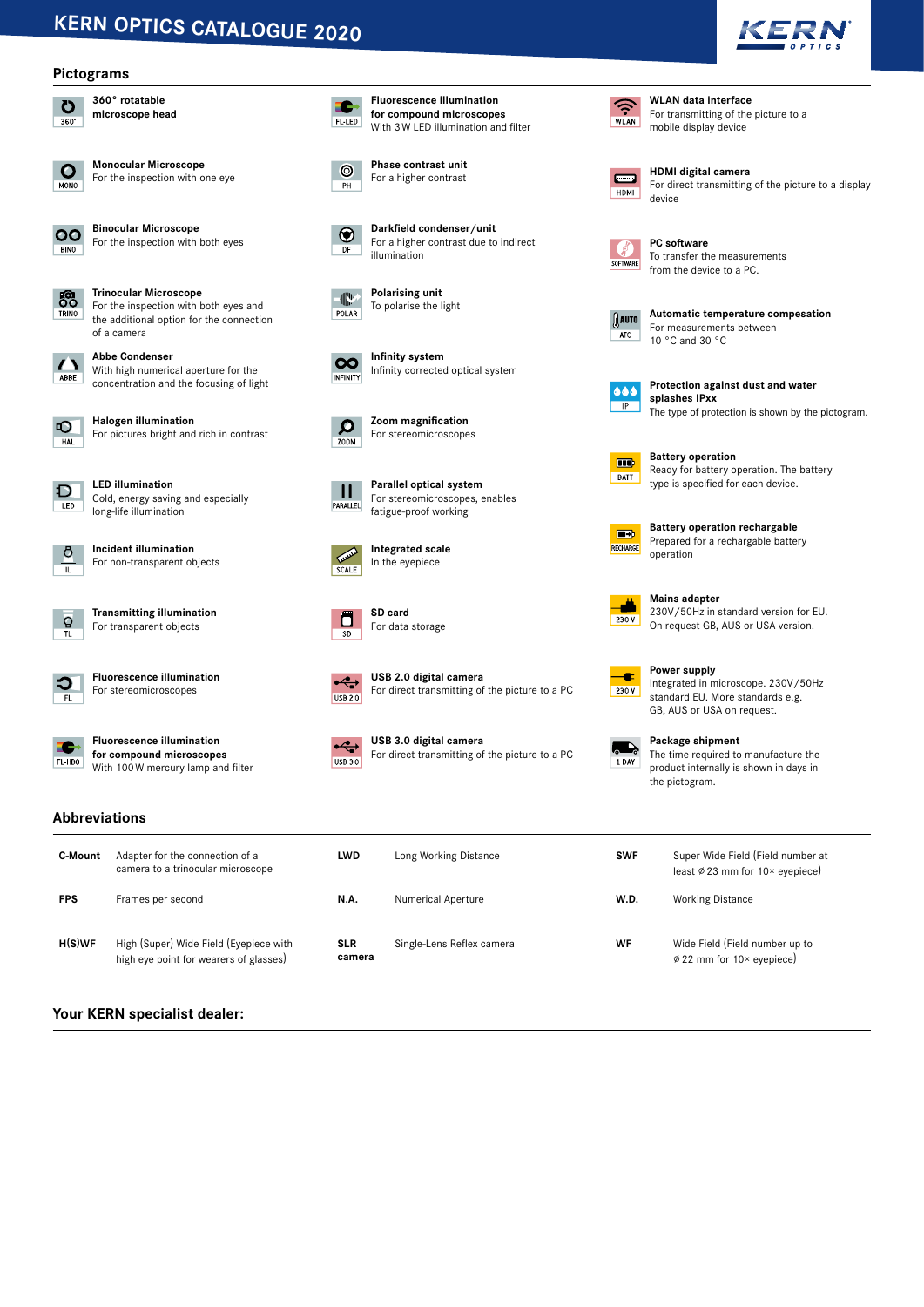# KERN OPTICS CATALOGUE 2020

## Pictograms

**360° rotatable microscope head**

**Monocular Microscope**
For the inspection with one eye

**Binocular Microscope**
For the inspection with both eyes

**Trinocular Microscope**
For the inspection with both eyes and the additional option for the connection of a camera

**Abbe Condenser**
With high numerical aperture for the concentration and the focusing of light

**Halogen illumination**
For pictures bright and rich in contrast

**LED illumination**
Cold, energy saving and especially long-life illumination

**Incident illumination**
For non-transparent objects

**Transmitting illumination**
For transparent objects

**Fluorescence illumination**
For stereomicroscopes

**Fluorescence illumination for compound microscopes**
With 100 W mercury lamp and filter

**Fluorescence illumination for compound microscopes**
With 3 W LED illumination and filter

**Phase contrast unit**
For a higher contrast

**Darkfield condenser/unit**
For a higher contrast due to indirect illumination

**Polarising unit**
To polarise the light

**Infinity system**
Infinity corrected optical system

**Zoom magnification**
For stereomicroscopes

**Parallel optical system**
For stereomicroscopes, enables fatigue-proof working

**Integrated scale**
In the eyepiece

**SD card**
For data storage

**USB 2.0 digital camera**
For direct transmitting of the picture to a PC

**USB 3.0 digital camera**
For direct transmitting of the picture to a PC

**WLAN data interface**
For transmitting of the picture to a mobile display device

**HDMI digital camera**
For direct transmitting of the picture to a display device

**PC software**
To transfer the measurements from the device to a PC.

**Automatic temperature compesation**
For measurements between 10 °C and 30 °C

**Protection against dust and water splashes IPxx**
The type of protection is shown by the pictogram.

**Battery operation**
Ready for battery operation. The battery type is specified for each device.

**Battery operation rechargable**
Prepared for a rechargable battery operation

**Mains adapter**
230V/50Hz in standard version for EU. On request GB, AUS or USA version.

**Power supply**
Integrated in microscope. 230V/50Hz standard EU. More standards e.g. GB, AUS or USA on request.

**Package shipment**
The time required to manufacture the product internally is shown in days in the pictogram.

## Abbreviations

| | | | | | |
|---|---|---|---|---|---|
| **C-Mount** | Adapter for the connection of a camera to a trinocular microscope | **LWD** | Long Working Distance | **SWF** | Super Wide Field (Field number at least ⌀ 23 mm for 10× eyepiece) |
| **FPS** | Frames per second | **N.A.** | Numerical Aperture | **W.D.** | Working Distance |
| **H(S)WF** | High (Super) Wide Field (Eyepiece with high eye point for wearers of glasses) | **SLR camera** | Single-Lens Reflex camera | **WF** | Wide Field (Field number up to ⌀ 22 mm for 10× eyepiece) |

## Your KERN specialist dealer: